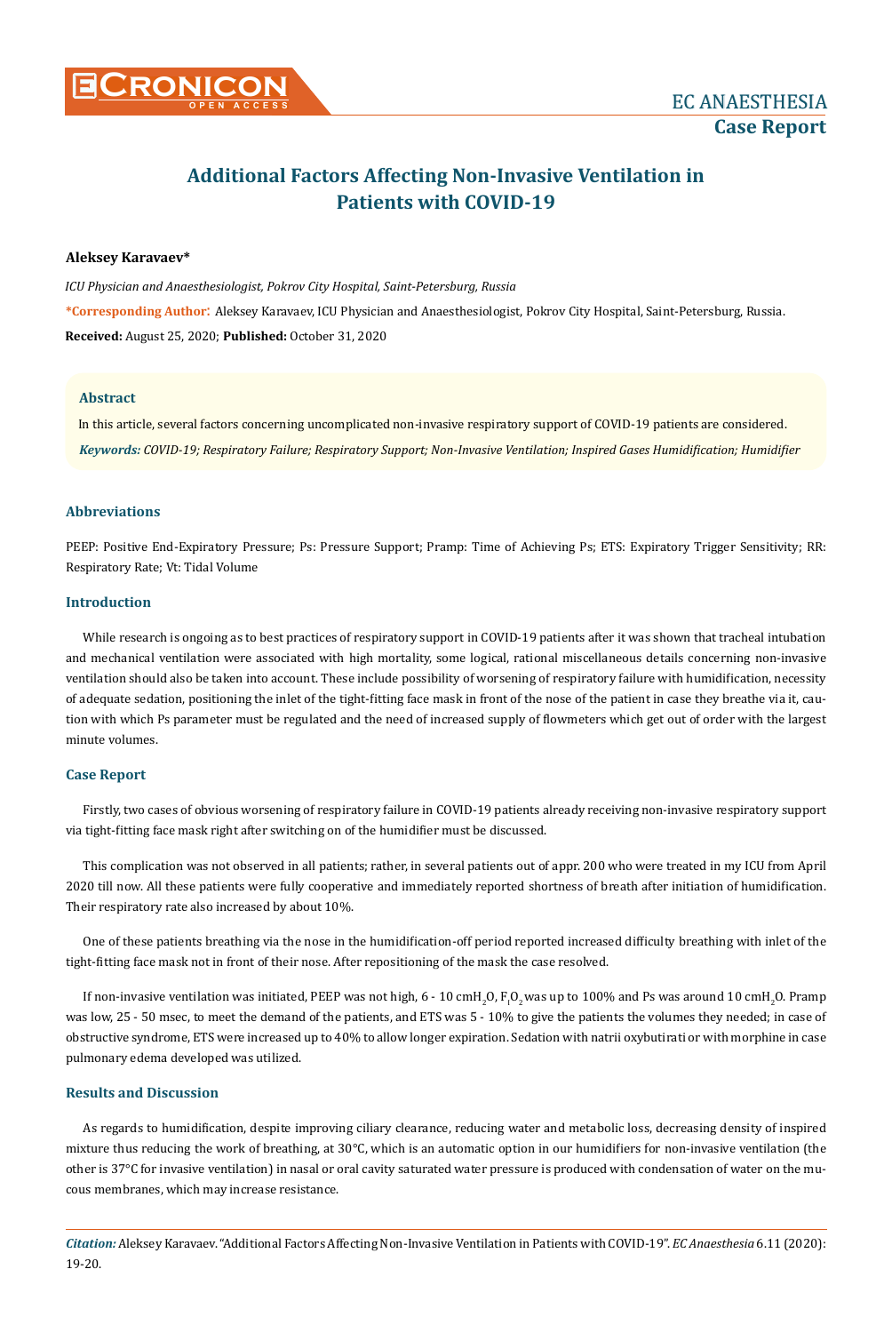# Additional Factors Affecting Non-Invasive Ventilation in Patients with COVID-19

**Aleksey Karavaev***

*ICU Physician and Anaesthesiologist, Pokrov City Hospital, Saint-Petersburg, Russia*

***Corresponding Author:** Aleksey Karavaev, ICU Physician and Anaesthesiologist, Pokrov City Hospital, Saint-Petersburg, Russia.

**Received:** August 25, 2020; **Published:** October 31, 2020

## Abstract

In this article, several factors concerning uncomplicated non-invasive respiratory support of COVID-19 patients are considered.

***Keywords:*** *COVID-19; Respiratory Failure; Respiratory Support; Non-Invasive Ventilation; Inspired Gases Humidification; Humidifier*

## Abbreviations

PEEP: Positive End-Expiratory Pressure; Ps: Pressure Support; Pramp: Time of Achieving Ps; ETS: Expiratory Trigger Sensitivity; RR: Respiratory Rate; Vt: Tidal Volume

## Introduction

While research is ongoing as to best practices of respiratory support in COVID-19 patients after it was shown that tracheal intubation and mechanical ventilation were associated with high mortality, some logical, rational miscellaneous details concerning non-invasive ventilation should also be taken into account. These include possibility of worsening of respiratory failure with humidification, necessity of adequate sedation, positioning the inlet of the tight-fitting face mask in front of the nose of the patient in case they breathe via it, caution with which Ps parameter must be regulated and the need of increased supply of flowmeters which get out of order with the largest minute volumes.

## Case Report

Firstly, two cases of obvious worsening of respiratory failure in COVID-19 patients already receiving non-invasive respiratory support via tight-fitting face mask right after switching on of the humidifier must be discussed.

This complication was not observed in all patients; rather, in several patients out of appr. 200 who were treated in my ICU from April 2020 till now. All these patients were fully cooperative and immediately reported shortness of breath after initiation of humidification. Their respiratory rate also increased by about 10%.

One of these patients breathing via the nose in the humidification-off period reported increased difficulty breathing with inlet of the tight-fitting face mask not in front of their nose. After repositioning of the mask the case resolved.

If non-invasive ventilation was initiated, PEEP was not high, 6 - 10 cm$H_2O$, $F_IO_2$ was up to 100% and Ps was around 10 cm$H_2O$. Pramp was low, 25 - 50 msec, to meet the demand of the patients, and ETS was 5 - 10% to give the patients the volumes they needed; in case of obstructive syndrome, ETS were increased up to 40% to allow longer expiration. Sedation with natrii oxybutirati or with morphine in case pulmonary edema developed was utilized.

## Results and Discussion

As regards to humidification, despite improving ciliary clearance, reducing water and metabolic loss, decreasing density of inspired mixture thus reducing the work of breathing, at 30°C, which is an automatic option in our humidifiers for non-invasive ventilation (the other is 37°C for invasive ventilation) in nasal or oral cavity saturated water pressure is produced with condensation of water on the mucous membranes, which may increase resistance.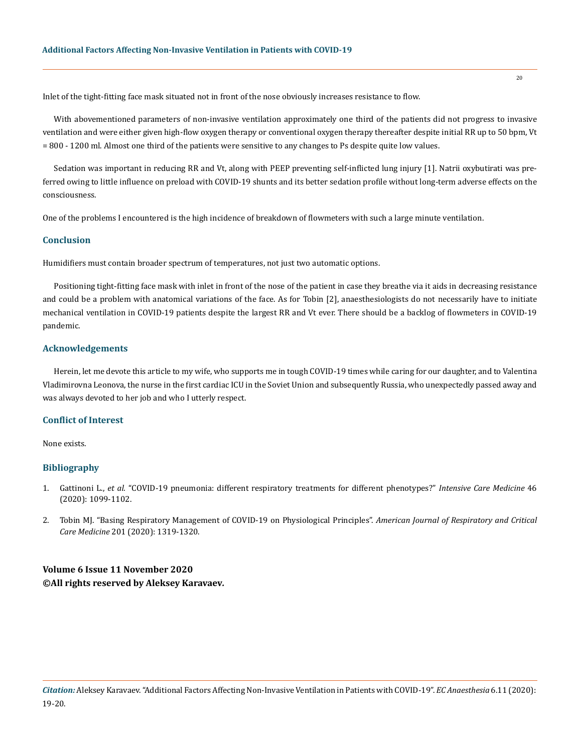Inlet of the tight-fitting face mask situated not in front of the nose obviously increases resistance to flow.

With abovementioned parameters of non-invasive ventilation approximately one third of the patients did not progress to invasive ventilation and were either given high-flow oxygen therapy or conventional oxygen therapy thereafter despite initial RR up to 50 bpm, Vt = 800 - 1200 ml. Almost one third of the patients were sensitive to any changes to Ps despite quite low values.

Sedation was important in reducing RR and Vt, along with PEEP preventing self-inflicted lung injury [1]. Natrii oxybutirati was preferred owing to little influence on preload with COVID-19 shunts and its better sedation profile without long-term adverse effects on the consciousness.

One of the problems I encountered is the high incidence of breakdown of flowmeters with such a large minute ventilation.

## Conclusion

Humidifiers must contain broader spectrum of temperatures, not just two automatic options.

Positioning tight-fitting face mask with inlet in front of the nose of the patient in case they breathe via it aids in decreasing resistance and could be a problem with anatomical variations of the face. As for Tobin [2], anaesthesiologists do not necessarily have to initiate mechanical ventilation in COVID-19 patients despite the largest RR and Vt ever. There should be a backlog of flowmeters in COVID-19 pandemic.

## Acknowledgements

Herein, let me devote this article to my wife, who supports me in tough COVID-19 times while caring for our daughter, and to Valentina Vladimirovna Leonova, the nurse in the first cardiac ICU in the Soviet Union and subsequently Russia, who unexpectedly passed away and was always devoted to her job and who I utterly respect.

## Conflict of Interest

None exists.

## Bibliography

1. Gattinoni L., *et al.* "COVID-19 pneumonia: different respiratory treatments for different phenotypes?" *Intensive Care Medicine* 46 (2020): 1099-1102.
2. Tobin MJ. "Basing Respiratory Management of COVID-19 on Physiological Principles". *American Journal of Respiratory and Critical Care Medicine* 201 (2020): 1319-1320.

**Volume 6 Issue 11 November 2020**
**©All rights reserved by Aleksey Karavaev.**